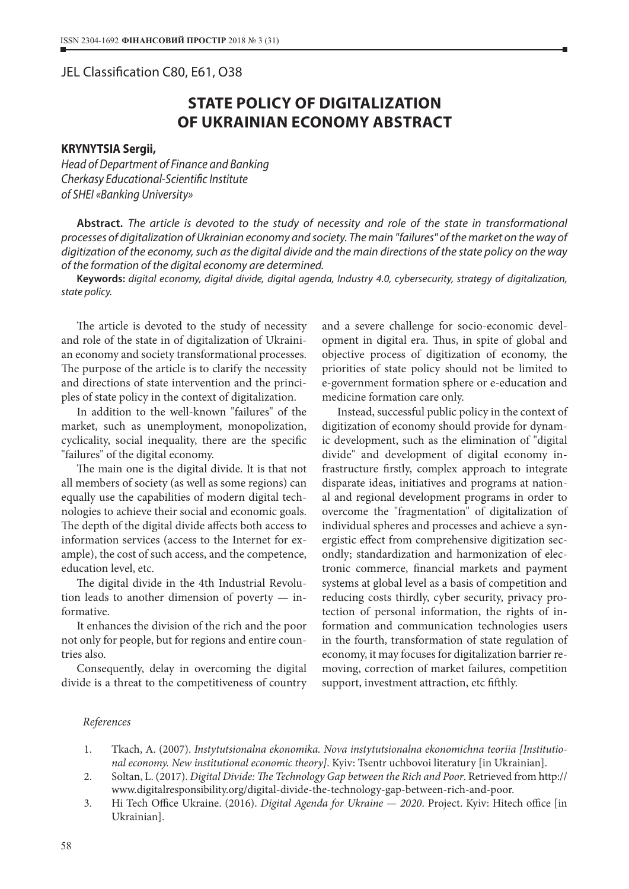JEL Classification C80, E61, O38

# STATE POLICY OF DIGITALIZATION OF UKRAINIAN ECONOMY ABSTRACT

**KRYNYTSIA Sergii,**
*Head of Department of Finance and Banking*
*Cherkasy Educational-Scientific Institute*
*of SHEI «Banking University»*

**Abstract.** *The article is devoted to the study of necessity and role of the state in transformational processes of digitalization of Ukrainian economy and society. The main "failures" of the market on the way of digitization of the economy, such as the digital divide and the main directions of the state policy on the way of the formation of the digital economy are determined.*

**Keywords:** *digital economy, digital divide, digital agenda, Industry 4.0, cybersecurity, strategy of digitalization, state policy.*

The article is devoted to the study of necessity and role of the state in of digitalization of Ukrainian economy and society transformational processes. The purpose of the article is to clarify the necessity and directions of state intervention and the principles of state policy in the context of digitalization.

In addition to the well-known "failures" of the market, such as unemployment, monopolization, cyclicality, social inequality, there are the specific "failures" of the digital economy.

The main one is the digital divide. It is that not all members of society (as well as some regions) can equally use the capabilities of modern digital technologies to achieve their social and economic goals. The depth of the digital divide affects both access to information services (access to the Internet for example), the cost of such access, and the competence, education level, etc.

The digital divide in the 4th Industrial Revolution leads to another dimension of poverty — informative.

It enhances the division of the rich and the poor not only for people, but for regions and entire countries also.

Consequently, delay in overcoming the digital divide is a threat to the competitiveness of country and a severe challenge for socio-economic development in digital era. Thus, in spite of global and objective process of digitization of economy, the priorities of state policy should not be limited to e-government formation sphere or e-education and medicine formation care only.

Instead, successful public policy in the context of digitization of economy should provide for dynamic development, such as the elimination of "digital divide" and development of digital economy infrastructure firstly, complex approach to integrate disparate ideas, initiatives and programs at national and regional development programs in order to overcome the "fragmentation" of digitalization of individual spheres and processes and achieve a synergistic effect from comprehensive digitization secondly; standardization and harmonization of electronic commerce, financial markets and payment systems at global level as a basis of competition and reducing costs thirdly, cyber security, privacy protection of personal information, the rights of information and communication technologies users in the fourth, transformation of state regulation of economy, it may focuses for digitalization barrier removing, correction of market failures, competition support, investment attraction, etc fifthly.

*References*

1. Tkach, A. (2007). *Instytutsionalna ekonomika. Nova instytutsionalna ekonomichna teoriia [Institutional economy. New institutional economic theory]*. Kyiv: Tsentr uchbovoi literatury [in Ukrainian].
2. Soltan, L. (2017). *Digital Divide: The Technology Gap between the Rich and Poor*. Retrieved from http://www.digitalresponsibility.org/digital-divide-the-technology-gap-between-rich-and-poor.
3. Hi Tech Office Ukraine. (2016). *Digital Agenda for Ukraine — 2020*. Project. Kyiv: Hitech office [in Ukrainian].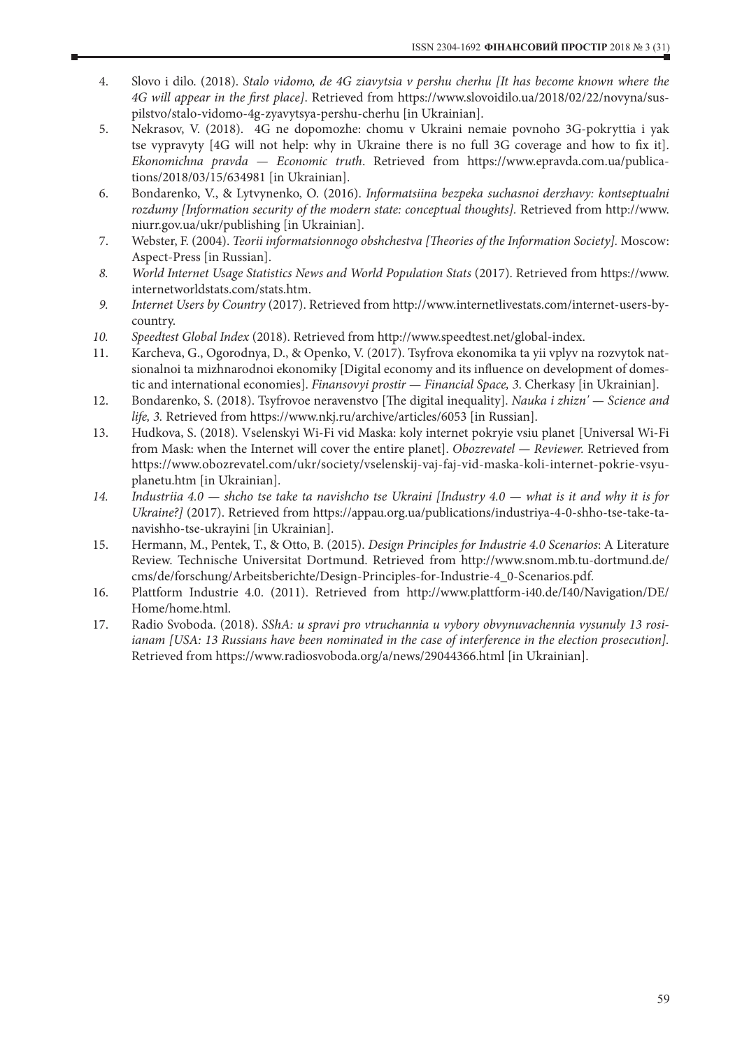4. Slovo i dilo. (2018). *Stalo vidomo, de 4G ziavytsia v pershu cherhu [It has become known where the 4G will appear in the first place]*. Retrieved from https://www.slovoidilo.ua/2018/02/22/novyna/suspilstvo/stalo-vidomo-4g-zyavytsya-pershu-cherhu [in Ukrainian].
5. Nekrasov, V. (2018). 4G ne dopomozhe: chomu v Ukraini nemaie povnoho 3G-pokryttia i yak tse vypravyty [4G will not help: why in Ukraine there is no full 3G coverage and how to fix it]. *Ekonomichna pravda — Economic truth*. Retrieved from https://www.epravda.com.ua/publications/2018/03/15/634981 [in Ukrainian].
6. Bondarenko, V., & Lytvynenko, O. (2016). *Informatsiina bezpeka suchasnoi derzhavy: kontseptualni rozdumy [Information security of the modern state: conceptual thoughts].* Retrieved from http://www.niurr.gov.ua/ukr/publishing [in Ukrainian].
7. Webster, F. (2004). *Teorii informatsionnogo obshchestva [Theories of the Information Society].* Moscow: Aspect-Press [in Russian].
8. *World Internet Usage Statistics News and World Population Stats* (2017). Retrieved from https://www.internetworldstats.com/stats.htm.
9. *Internet Users by Country* (2017). Retrieved from http://www.internetlivestats.com/internet-users-by-country.
10. *Speedtest Global Index* (2018). Retrieved from http://www.speedtest.net/global-index.
11. Karcheva, G., Ogorodnya, D., & Openko, V. (2017). Tsyfrova ekonomika ta yii vplyv na rozvytok natsionalnoi ta mizhnarodnoi ekonomiky [Digital economy and its influence on development of domestic and international economies]. *Finansovyi prostir — Financial Space, 3*. Cherkasy [in Ukrainian].
12. Bondarenko, S. (2018). Tsyfrovoe neravenstvo [The digital inequality]. *Nauka i zhizn' — Science and life, 3.* Retrieved from https://www.nkj.ru/archive/articles/6053 [in Russian].
13. Hudkova, S. (2018). Vselenskyi Wi-Fi vid Maska: koly internet pokryie vsiu planet [Universal Wi-Fi from Mask: when the Internet will cover the entire planet]. *Obozrevatel — Reviewer.* Retrieved from https://www.obozrevatel.com/ukr/society/vselenskij-vaj-faj-vid-maska-koli-internet-pokrie-vsyu-planetu.htm [in Ukrainian].
14. *Industriia 4.0 — shcho tse take ta navishcho tse Ukraini [Industry 4.0 — what is it and why it is for Ukraine?]* (2017). Retrieved from https://appau.org.ua/publications/industriya-4-0-shho-tse-take-ta-navishho-tse-ukrayini [in Ukrainian].
15. Hermann, M., Pentek, T., & Otto, B. (2015). *Design Principles for Industrie 4.0 Scenarios*: A Literature Review. Technische Universitat Dortmund. Retrieved from http://www.snom.mb.tu-dortmund.de/cms/de/forschung/Arbeitsberichte/Design-Principles-for-Industrie-4_0-Scenarios.pdf.
16. Plattform Industrie 4.0. (2011). Retrieved from http://www.plattform-i40.de/I40/Navigation/DE/Home/home.html.
17. Radio Svoboda. (2018). *SShA: u spravi pro vtruchannia u vybory obvynuvachennia vysunuly 13 rosiianam [USA: 13 Russians have been nominated in the case of interference in the election prosecution].* Retrieved from https://www.radiosvoboda.org/a/news/29044366.html [in Ukrainian].